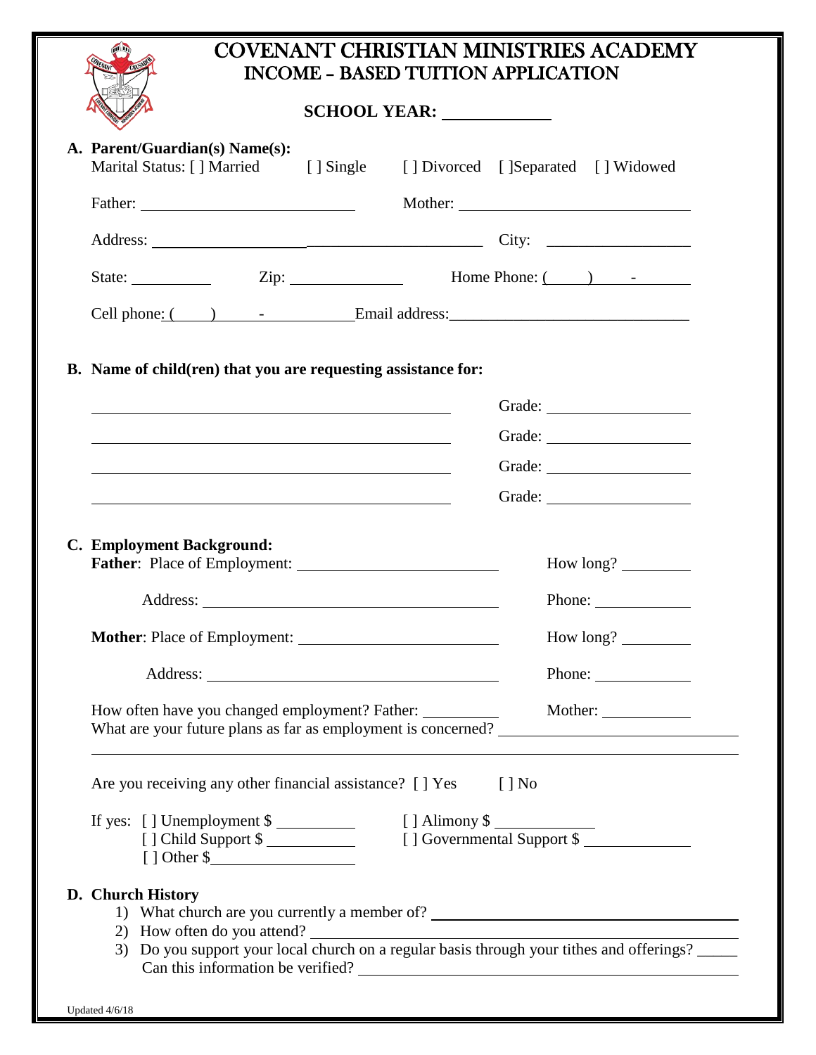# COVENANT CHRISTIAN MINISTRIES ACADEMY
## INCOME – BASED TUITION APPLICATION

**SCHOOL YEAR:** ____________

**A. Parent/Guardian(s) Name(s):**

Marital Status: [ ] Married [ ] Single [ ] Divorced [ ]Separated [ ] Widowed

Father: __________________________ Mother: ______________________________

Address: ______________________________________________ City: ___________________

State: __________ Zip: ______________ Home Phone: (____) ____-________

Cell phone: (____) ____-__________ Email address: ______________________________

**B. Name of child(ren) that you are requesting assistance for:**

______________________________________________ Grade: ___________________

______________________________________________ Grade: ___________________

______________________________________________ Grade: ___________________

______________________________________________ Grade: ___________________

**C. Employment Background:**

**Father**: Place of Employment: __________________________ How long? _________

Address: ______________________________________ Phone: ____________

**Mother**: Place of Employment: __________________________ How long? _________

Address: ______________________________________ Phone: ____________

How often have you changed employment? Father: __________ Mother: ___________

What are your future plans as far as employment is concerned? _____________________________

______________________________________________________________________________

Are you receiving any other financial assistance? [ ] Yes [ ] No

If yes: [ ] Unemployment $ __________ [ ] Alimony $ ____________

[ ] Child Support $ ___________ [ ] Governmental Support $ _____________

[ ] Other $__________________

**D. Church History**

1) What church are you currently a member of? ______________________________________
2) How often do you attend? __________________________________________________
3) Do you support your local church on a regular basis through your tithes and offerings? _____

   Can this information be verified? __________________________________________

Updated 4/6/18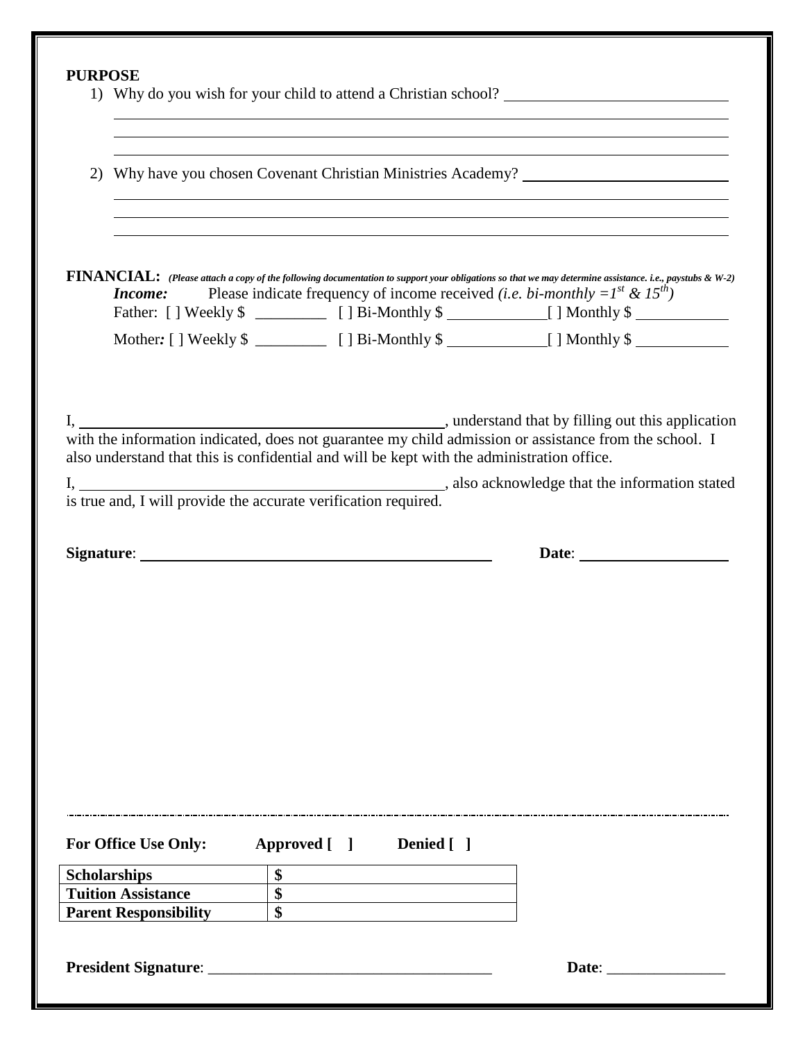**PURPOSE**

1) Why do you wish for your child to attend a Christian school? ______________________________
______________________________________________________________________________
______________________________________________________________________________
______________________________________________________________________________

2) Why have you chosen Covenant Christian Ministries Academy? ______________________________
______________________________________________________________________________
______________________________________________________________________________
______________________________________________________________________________

**FINANCIAL:** ***(Please attach a copy of the following documentation to support your obligations so that we may determine assistance. i.e., paystubs & W-2)***

***Income:*** Please indicate frequency of income received *(i.e. bi-monthly =1st & 15th)*

Father: [ ] Weekly $ _________ [ ] Bi-Monthly $ ____________ [ ] Monthly $ ___________

Mother***:*** [ ] Weekly $ _________ [ ] Bi-Monthly $ ____________ [ ] Monthly $ ___________

I, ______________________________________________, understand that by filling out this application with the information indicated, does not guarantee my child admission or assistance from the school. I also understand that this is confidential and will be kept with the administration office.

I, ______________________________________________, also acknowledge that the information stated is true and, I will provide the accurate verification required.

**Signature**: ______________________________________________ **Date**: ___________________

---

**For Office Use Only:** **Approved [ ]** **Denied [ ]**

| | |
|---|---|
| **Scholarships** | **$** |
| **Tuition Assistance** | **$** |
| **Parent Responsibility** | **$** |

**President Signature**: _____________________________________ **Date**: _______________